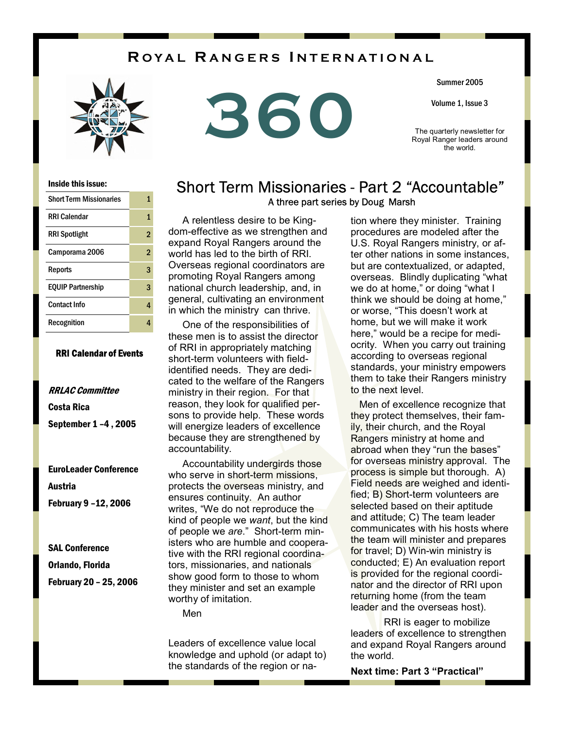# Royal Rangers International

# 360

Summer 2005

Volume 1, Issue 3

The quarterly newsletter for Royal Ranger leaders around the world.

**Inside this issue:**

| Section | Page |
|---|---|
| Short Term Missionaries | 1 |
| RRI Calendar | 1 |
| RRI Spotlight | 2 |
| Camporama 2006 | 2 |
| Reports | 3 |
| EQUIP Partnership | 3 |
| Contact Info | 4 |
| Recognition | 4 |

## RRI Calendar of Events

***RRLAC Committee***

**Costa Rica**

**September 1 –4 , 2005**

**EuroLeader Conference**

**Austria**

**February 9 –12, 2006**

**SAL Conference**

**Orlando, Florida**

**February 20 – 25, 2006**

## Short Term Missionaries - Part 2 "Accountable"

A three part series by Doug Marsh

A relentless desire to be Kingdom-effective as we strengthen and expand Royal Rangers around the world has led to the birth of RRI. Overseas regional coordinators are promoting Royal Rangers among national church leadership, and, in general, cultivating an environment in which the ministry can thrive.

One of the responsibilities of these men is to assist the director of RRI in appropriately matching short-term volunteers with field-identified needs. They are dedicated to the welfare of the Rangers ministry in their region. For that reason, they look for qualified persons to provide help. These words will energize leaders of excellence because they are strengthened by accountability.

Accountability undergirds those who serve in short-term missions, protects the overseas ministry, and ensures continuity. An author writes, "We do not reproduce the kind of people we *want*, but the kind of people we *are*." Short-term ministers who are humble and cooperative with the RRI regional coordinators, missionaries, and nationals show good form to those to whom they minister and set an example worthy of imitation.

Men

Leaders of excellence value local knowledge and uphold (or adapt to) the standards of the region or nation where they minister. Training procedures are modeled after the U.S. Royal Rangers ministry, or after other nations in some instances, but are contextualized, or adapted, overseas. Blindly duplicating "what we do at home," or doing "what I think we should be doing at home," or worse, "This doesn't work at home, but we will make it work here," would be a recipe for mediocrity. When you carry out training according to overseas regional standards, your ministry empowers them to take their Rangers ministry to the next level.

Men of excellence recognize that they protect themselves, their family, their church, and the Royal Rangers ministry at home and abroad when they "run the bases" for overseas ministry approval. The process is simple but thorough. A) Field needs are weighed and identified; B) Short-term volunteers are selected based on their aptitude and attitude; C) The team leader communicates with his hosts where the team will minister and prepares for travel; D) Win-win ministry is conducted; E) An evaluation report is provided for the regional coordinator and the director of RRI upon returning home (from the team leader and the overseas host).

RRI is eager to mobilize leaders of excellence to strengthen and expand Royal Rangers around the world.

**Next time: Part 3 "Practical"**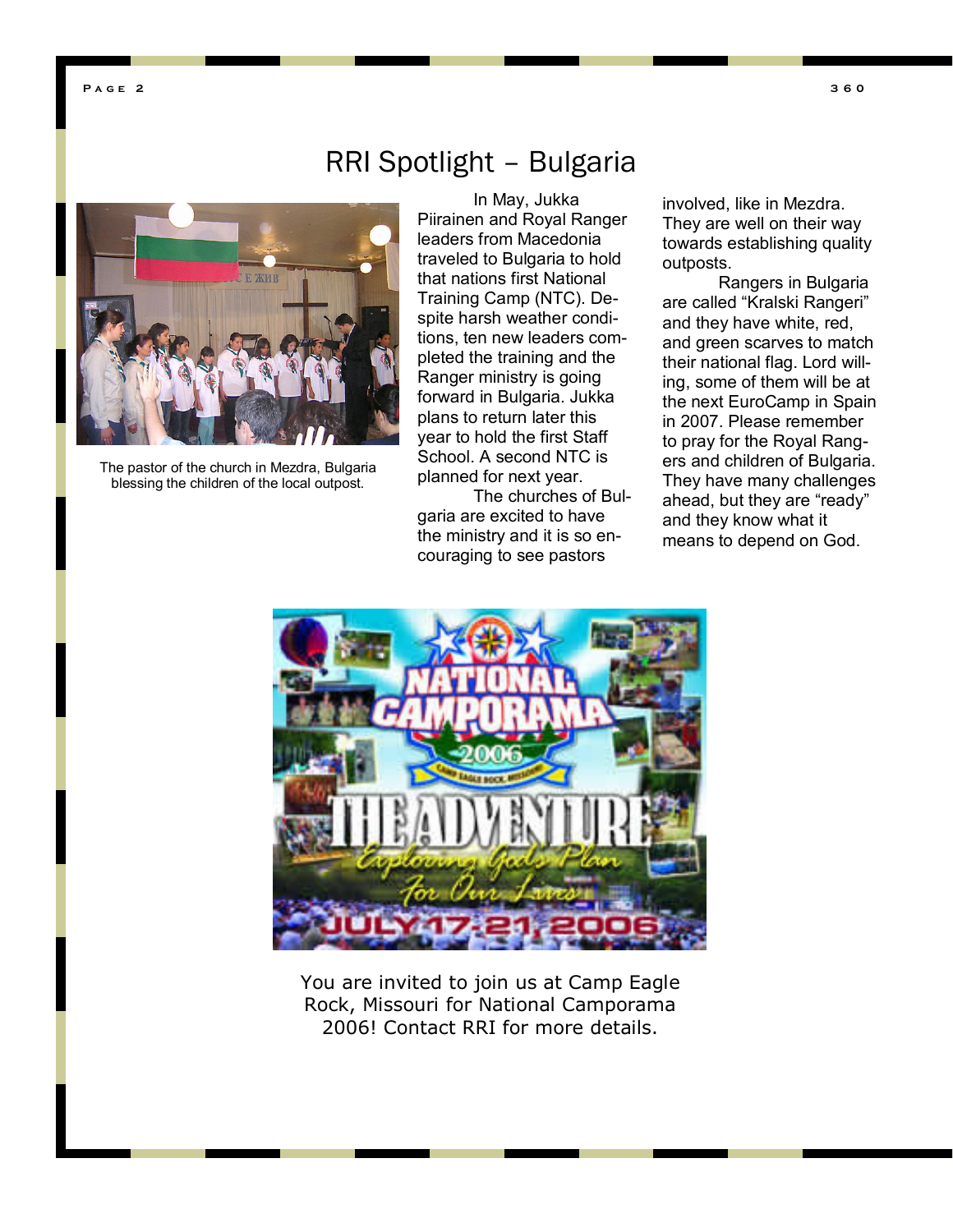# RRI Spotlight – Bulgaria

The pastor of the church in Mezdra, Bulgaria blessing the children of the local outpost.

In May, Jukka Piirainen and Royal Ranger leaders from Macedonia traveled to Bulgaria to hold that nations first National Training Camp (NTC). Despite harsh weather conditions, ten new leaders completed the training and the Ranger ministry is going forward in Bulgaria. Jukka plans to return later this year to hold the first Staff School. A second NTC is planned for next year.

The churches of Bulgaria are excited to have the ministry and it is so encouraging to see pastors involved, like in Mezdra. They are well on their way towards establishing quality outposts.

Rangers in Bulgaria are called "Kralski Rangeri" and they have white, red, and green scarves to match their national flag. Lord willing, some of them will be at the next EuroCamp in Spain in 2007. Please remember to pray for the Royal Rangers and children of Bulgaria. They have many challenges ahead, but they are "ready" and they know what it means to depend on God.

You are invited to join us at Camp Eagle Rock, Missouri for National Camporama 2006! Contact RRI for more details.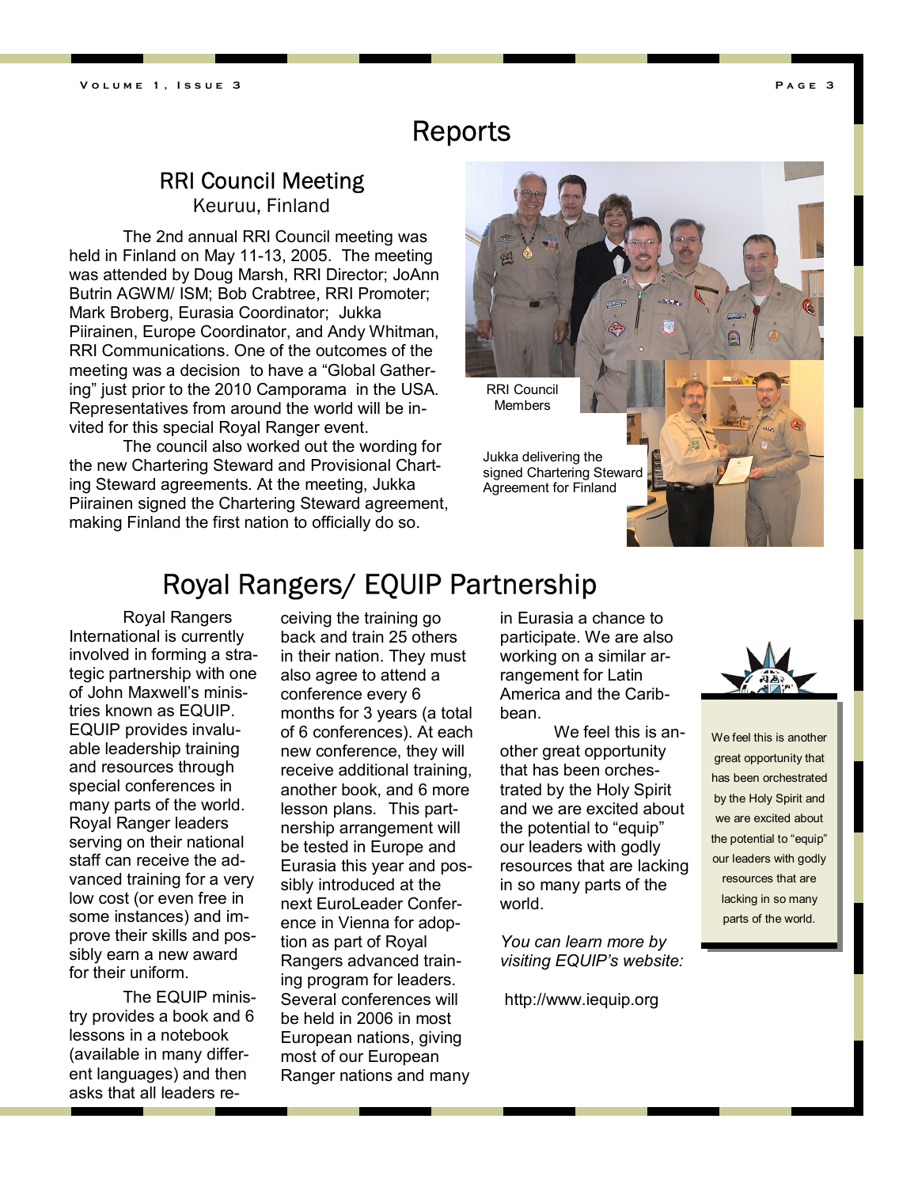# Reports

## RRI Council Meeting

### Keuruu, Finland

The 2nd annual RRI Council meeting was held in Finland on May 11-13, 2005. The meeting was attended by Doug Marsh, RRI Director; JoAnn Butrin AGWM/ ISM; Bob Crabtree, RRI Promoter; Mark Broberg, Eurasia Coordinator; Jukka Piirainen, Europe Coordinator, and Andy Whitman, RRI Communications. One of the outcomes of the meeting was a decision to have a "Global Gathering" just prior to the 2010 Camporama in the USA. Representatives from around the world will be invited for this special Royal Ranger event.

The council also worked out the wording for the new Chartering Steward and Provisional Charting Steward agreements. At the meeting, Jukka Piirainen signed the Chartering Steward agreement, making Finland the first nation to officially do so.

RRI Council Members

Jukka delivering the signed Chartering Steward Agreement for Finland

## Royal Rangers/ EQUIP Partnership

Royal Rangers International is currently involved in forming a strategic partnership with one of John Maxwell's ministries known as EQUIP. EQUIP provides invaluable leadership training and resources through special conferences in many parts of the world. Royal Ranger leaders serving on their national staff can receive the advanced training for a very low cost (or even free in some instances) and improve their skills and possibly earn a new award for their uniform.

The EQUIP ministry provides a book and 6 lessons in a notebook (available in many different languages) and then asks that all leaders receiving the training go back and train 25 others in their nation. They must also agree to attend a conference every 6 months for 3 years (a total of 6 conferences). At each new conference, they will receive additional training, another book, and 6 more lesson plans. This partnership arrangement will be tested in Europe and Eurasia this year and possibly introduced at the next EuroLeader Conference in Vienna for adoption as part of Royal Rangers advanced training program for leaders. Several conferences will be held in 2006 in most European nations, giving most of our European Ranger nations and many in Eurasia a chance to participate. We are also working on a similar arrangement for Latin America and the Caribbean.

We feel this is another great opportunity that has been orchestrated by the Holy Spirit and we are excited about the potential to "equip" our leaders with godly resources that are lacking in so many parts of the world.

*You can learn more by visiting EQUIP's website:*

http://www.iequip.org

> We feel this is another great opportunity that has been orchestrated by the Holy Spirit and we are excited about the potential to "equip" our leaders with godly resources that are lacking in so many parts of the world.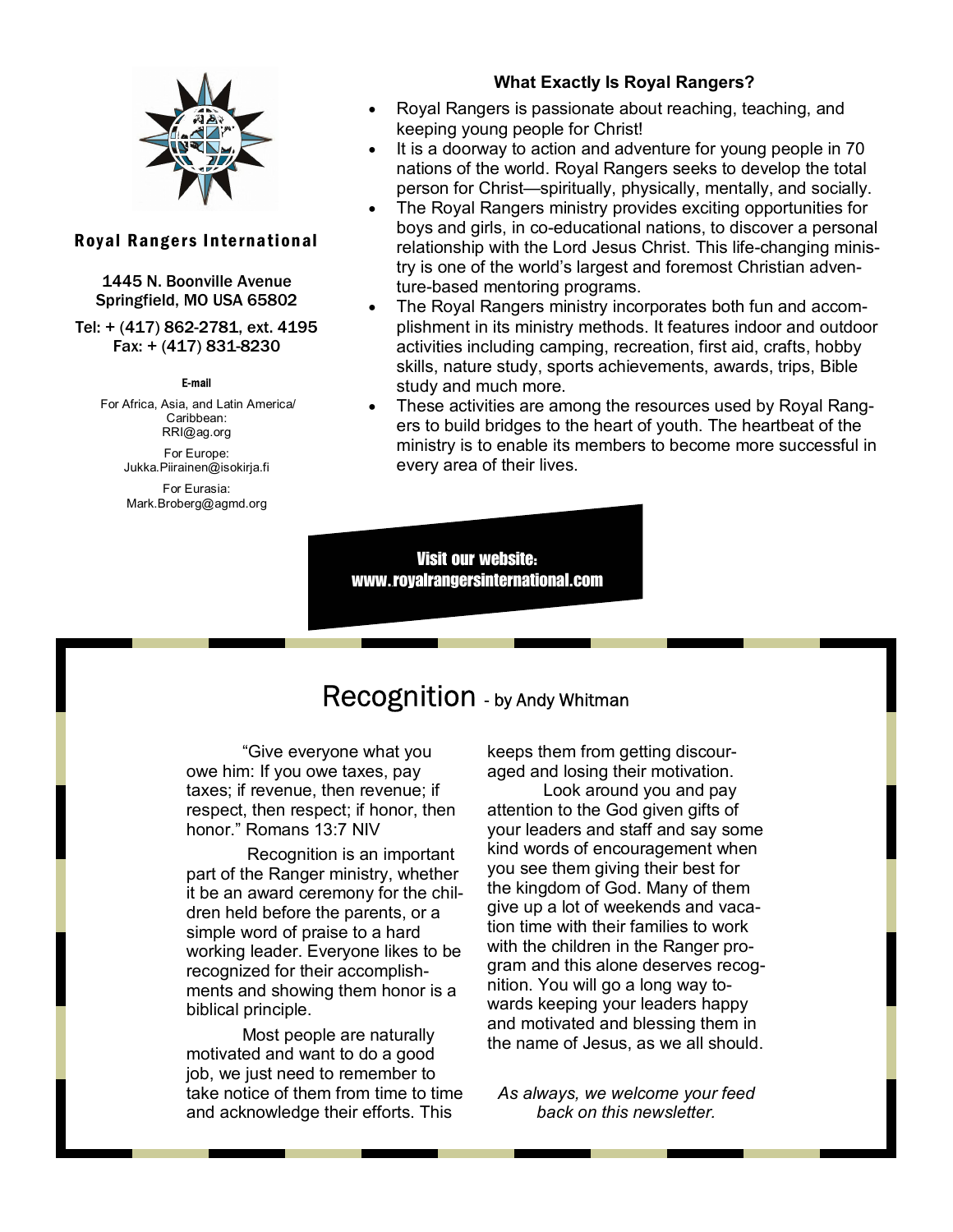**Royal Rangers International**

1445 N. Boonville Avenue
Springfield, MO USA 65802

Tel: + (417) 862-2781, ext. 4195
Fax: + (417) 831-8230

**E-mail**

For Africa, Asia, and Latin America/ Caribbean:
RRI@ag.org

For Europe:
Jukka.Piirainen@isokirja.fi

For Eurasia:
Mark.Broberg@agmd.org

### What Exactly Is Royal Rangers?

- Royal Rangers is passionate about reaching, teaching, and keeping young people for Christ!
- It is a doorway to action and adventure for young people in 70 nations of the world. Royal Rangers seeks to develop the total person for Christ—spiritually, physically, mentally, and socially.
- The Royal Rangers ministry provides exciting opportunities for boys and girls, in co-educational nations, to discover a personal relationship with the Lord Jesus Christ. This life-changing ministry is one of the world's largest and foremost Christian adventure-based mentoring programs.
- The Royal Rangers ministry incorporates both fun and accomplishment in its ministry methods. It features indoor and outdoor activities including camping, recreation, first aid, crafts, hobby skills, nature study, sports achievements, awards, trips, Bible study and much more.
- These activities are among the resources used by Royal Rangers to build bridges to the heart of youth. The heartbeat of the ministry is to enable its members to become more successful in every area of their lives.

**Visit our website:**
**www.royalrangersinternational.com**

## Recognition - by Andy Whitman

"Give everyone what you owe him: If you owe taxes, pay taxes; if revenue, then revenue; if respect, then respect; if honor, then honor." Romans 13:7 NIV

Recognition is an important part of the Ranger ministry, whether it be an award ceremony for the children held before the parents, or a simple word of praise to a hard working leader. Everyone likes to be recognized for their accomplishments and showing them honor is a biblical principle.

Most people are naturally motivated and want to do a good job, we just need to remember to take notice of them from time to time and acknowledge their efforts. This keeps them from getting discouraged and losing their motivation.

Look around you and pay attention to the God given gifts of your leaders and staff and say some kind words of encouragement when you see them giving their best for the kingdom of God. Many of them give up a lot of weekends and vacation time with their families to work with the children in the Ranger program and this alone deserves recognition. You will go a long way towards keeping your leaders happy and motivated and blessing them in the name of Jesus, as we all should.

*As always, we welcome your feed back on this newsletter.*